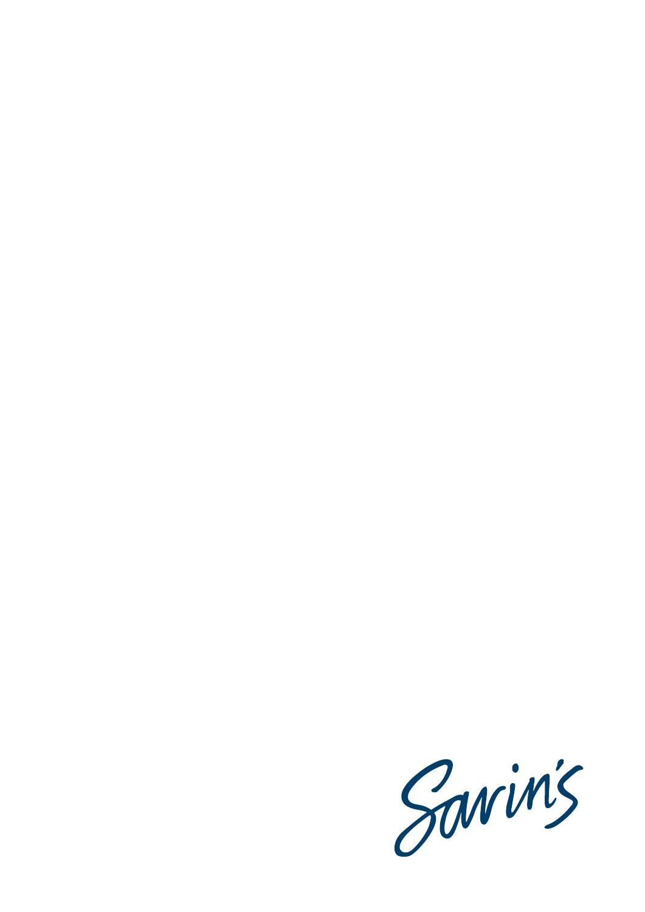Savin's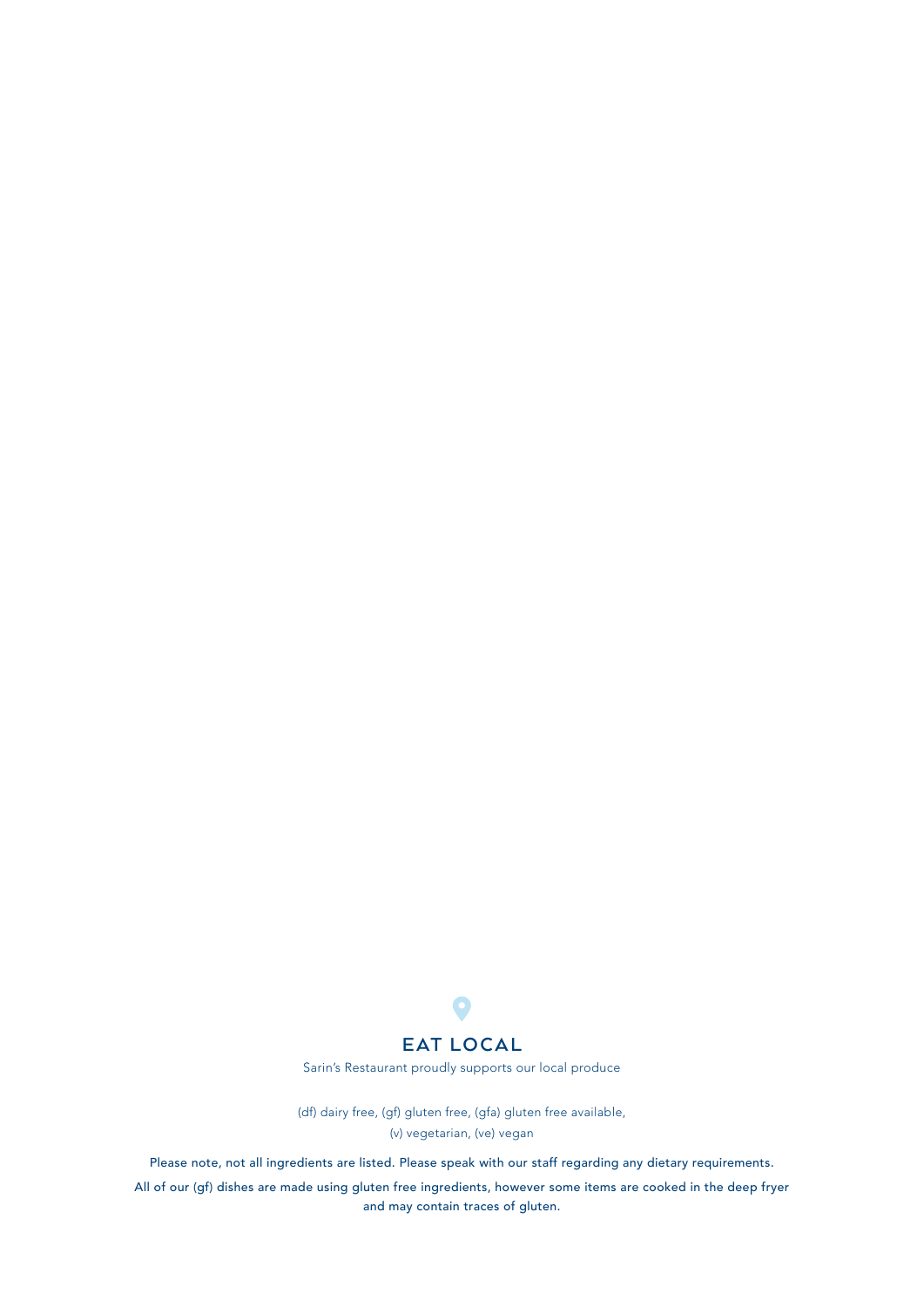## EAT LOCAL

Sarin's Restaurant proudly supports our local produce

(df) dairy free, (gf) gluten free, (gfa) gluten free available,
(v) vegetarian, (ve) vegan

Please note, not all ingredients are listed. Please speak with our staff regarding any dietary requirements.

All of our (gf) dishes are made using gluten free ingredients, however some items are cooked in the deep fryer and may contain traces of gluten.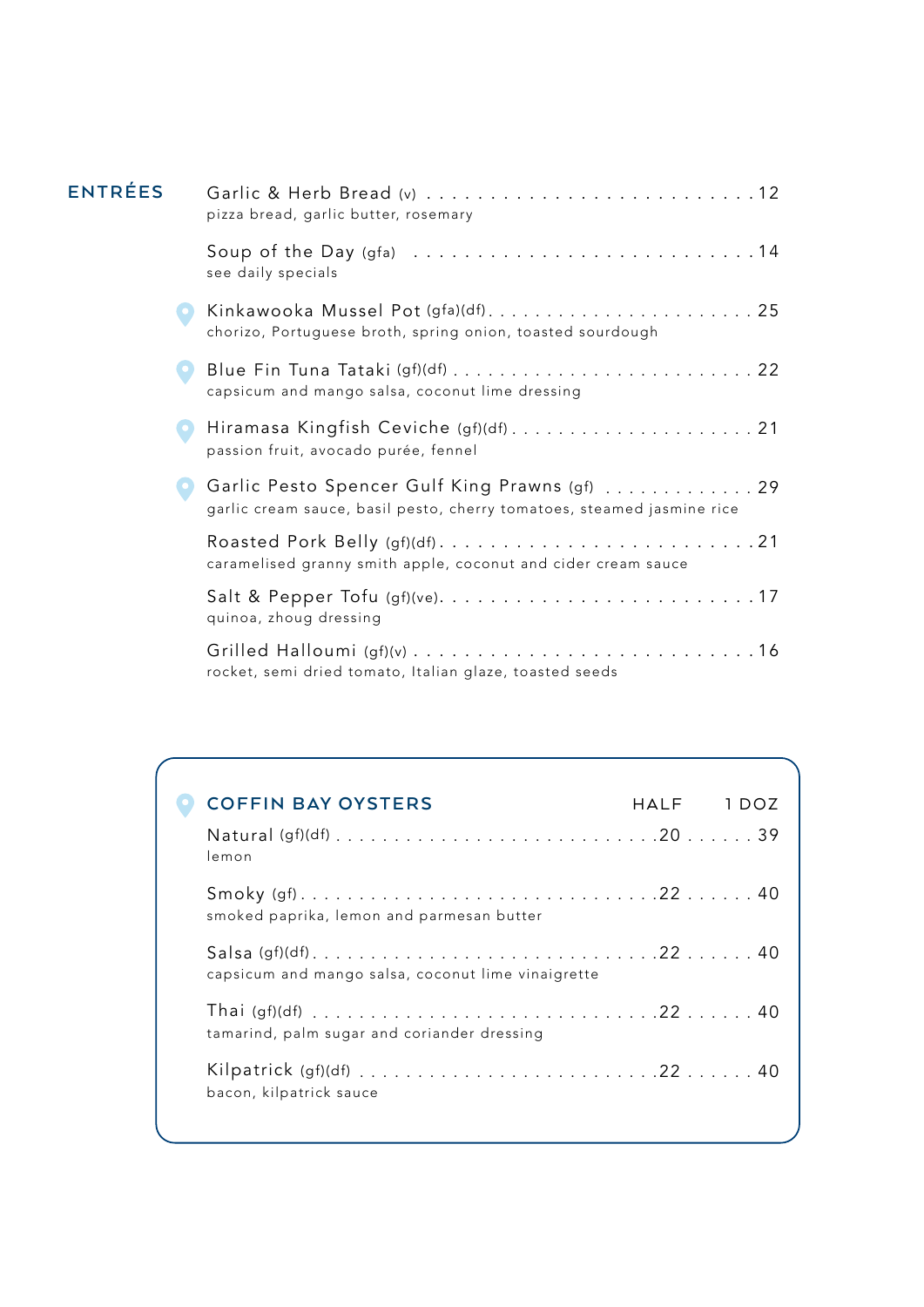## ENTRÉES

**Garlic & Herb Bread** (v) . . . . . . . . . . . . . . . . . . . . . . . . . 12
pizza bread, garlic butter, rosemary

**Soup of the Day** (gfa) . . . . . . . . . . . . . . . . . . . . . . . . . . 14
see daily specials

**Kinkawooka Mussel Pot** (gfa)(df) . . . . . . . . . . . . . . . . . . . . . 25
chorizo, Portuguese broth, spring onion, toasted sourdough

**Blue Fin Tuna Tataki** (gf)(df) . . . . . . . . . . . . . . . . . . . . . . . 22
capsicum and mango salsa, coconut lime dressing

**Hiramasa Kingfish Ceviche** (gf)(df) . . . . . . . . . . . . . . . . . . . . 21
passion fruit, avocado purée, fennel

**Garlic Pesto Spencer Gulf King Prawns** (gf) . . . . . . . . . . . . . 29
garlic cream sauce, basil pesto, cherry tomatoes, steamed jasmine rice

**Roasted Pork Belly** (gf)(df) . . . . . . . . . . . . . . . . . . . . . . . . 21
caramelised granny smith apple, coconut and cider cream sauce

**Salt & Pepper Tofu** (gf)(ve) . . . . . . . . . . . . . . . . . . . . . . . . 17
quinoa, zhoug dressing

**Grilled Halloumi** (gf)(v) . . . . . . . . . . . . . . . . . . . . . . . . . . 16
rocket, semi dried tomato, Italian glaze, toasted seeds

## COFFIN BAY OYSTERS

| | HALF | 1 DOZ |
|---|---|---|
| **Natural** (gf)(df)<br>lemon | 20 | 39 |
| **Smoky** (gf)<br>smoked paprika, lemon and parmesan butter | 22 | 40 |
| **Salsa** (gf)(df)<br>capsicum and mango salsa, coconut lime vinaigrette | 22 | 40 |
| **Thai** (gf)(df)<br>tamarind, palm sugar and coriander dressing | 22 | 40 |
| **Kilpatrick** (gf)(df)<br>bacon, kilpatrick sauce | 22 | 40 |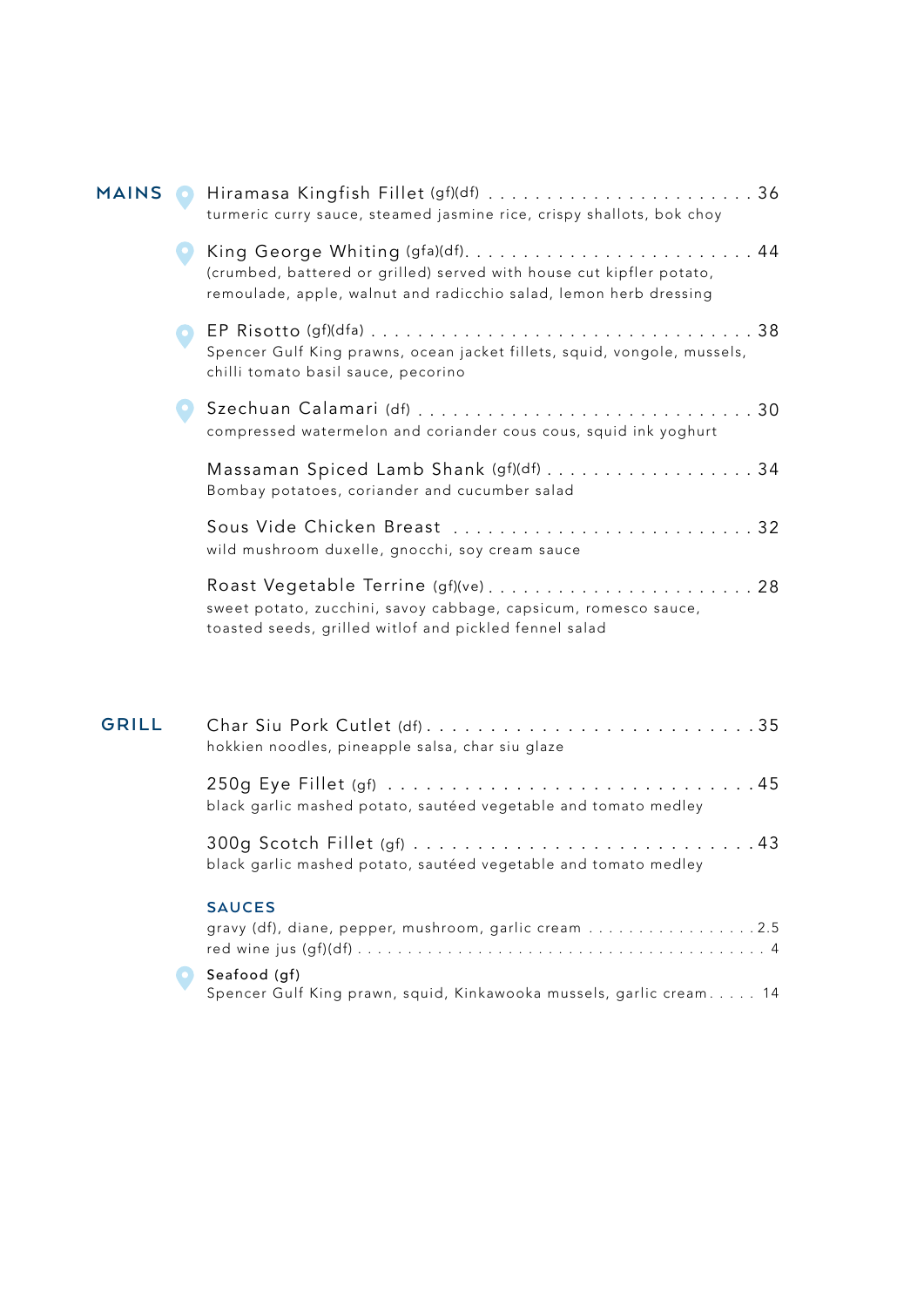## MAINS

**Hiramasa Kingfish Fillet** (gf)(df) . . . . . . . . . . . . . . . . . . . . . . . 36
turmeric curry sauce, steamed jasmine rice, crispy shallots, bok choy

**King George Whiting** (gfa)(df). . . . . . . . . . . . . . . . . . . . . . . . . 44
(crumbed, battered or grilled) served with house cut kipfler potato, remoulade, apple, walnut and radicchio salad, lemon herb dressing

**EP Risotto** (gf)(dfa) . . . . . . . . . . . . . . . . . . . . . . . . . . . . . . . 38
Spencer Gulf King prawns, ocean jacket fillets, squid, vongole, mussels, chilli tomato basil sauce, pecorino

**Szechuan Calamari** (df) . . . . . . . . . . . . . . . . . . . . . . . . . . . . 30
compressed watermelon and coriander cous cous, squid ink yoghurt

**Massaman Spiced Lamb Shank** (gf)(df) . . . . . . . . . . . . . . . . . . 34
Bombay potatoes, coriander and cucumber salad

**Sous Vide Chicken Breast** . . . . . . . . . . . . . . . . . . . . . . . . . 32
wild mushroom duxelle, gnocchi, soy cream sauce

**Roast Vegetable Terrine** (gf)(ve) . . . . . . . . . . . . . . . . . . . . . . 28
sweet potato, zucchini, savoy cabbage, capsicum, romesco sauce, toasted seeds, grilled witlof and pickled fennel salad

## GRILL

**Char Siu Pork Cutlet** (df) . . . . . . . . . . . . . . . . . . . . . . . . . .35
hokkien noodles, pineapple salsa, char siu glaze

**250g Eye Fillet** (gf) . . . . . . . . . . . . . . . . . . . . . . . . . . . . .45
black garlic mashed potato, sautéed vegetable and tomato medley

**300g Scotch Fillet** (gf) . . . . . . . . . . . . . . . . . . . . . . . . . . .43
black garlic mashed potato, sautéed vegetable and tomato medley

### SAUCES

gravy (df), diane, pepper, mushroom, garlic cream . . . . . . . . . . . . . . . . .2.5
red wine jus (gf)(df) . . . . . . . . . . . . . . . . . . . . . . . . . . . . . . . . . . . . . . 4

**Seafood (gf)**
Spencer Gulf King prawn, squid, Kinkawooka mussels, garlic cream. . . . . 14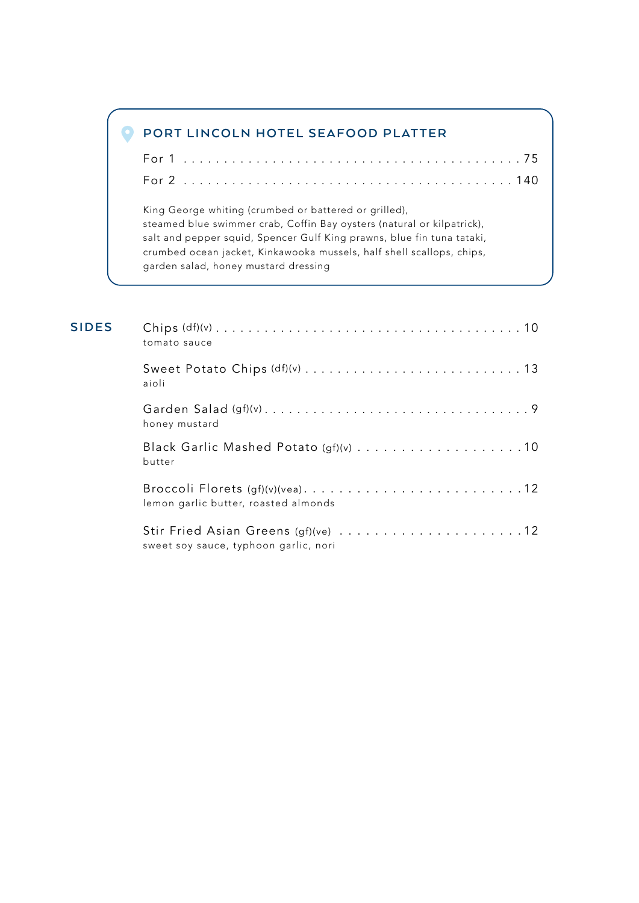## PORT LINCOLN HOTEL SEAFOOD PLATTER

For 1 . . . . . . . . . . . . . . . . . . . . . . . . . . . . . . . . . . . . . . . . . 75

For 2 . . . . . . . . . . . . . . . . . . . . . . . . . . . . . . . . . . . . . . . . 140

King George whiting (crumbed or battered or grilled),
steamed blue swimmer crab, Coffin Bay oysters (natural or kilpatrick),
salt and pepper squid, Spencer Gulf King prawns, blue fin tuna tataki,
crumbed ocean jacket, Kinkawooka mussels, half shell scallops, chips,
garden salad, honey mustard dressing

## SIDES

Chips (df)(v) . . . . . . . . . . . . . . . . . . . . . . . . . . . . . . . . . . . . . 10
tomato sauce

Sweet Potato Chips (df)(v) . . . . . . . . . . . . . . . . . . . . . . . . . . 13
aioli

Garden Salad (gf)(v) . . . . . . . . . . . . . . . . . . . . . . . . . . . . . . . . 9
honey mustard

Black Garlic Mashed Potato (gf)(v) . . . . . . . . . . . . . . . . . . . . 10
butter

Broccoli Florets (gf)(v)(vea) . . . . . . . . . . . . . . . . . . . . . . . . . 12
lemon garlic butter, roasted almonds

Stir Fried Asian Greens (gf)(ve) . . . . . . . . . . . . . . . . . . . . . . 12
sweet soy sauce, typhoon garlic, nori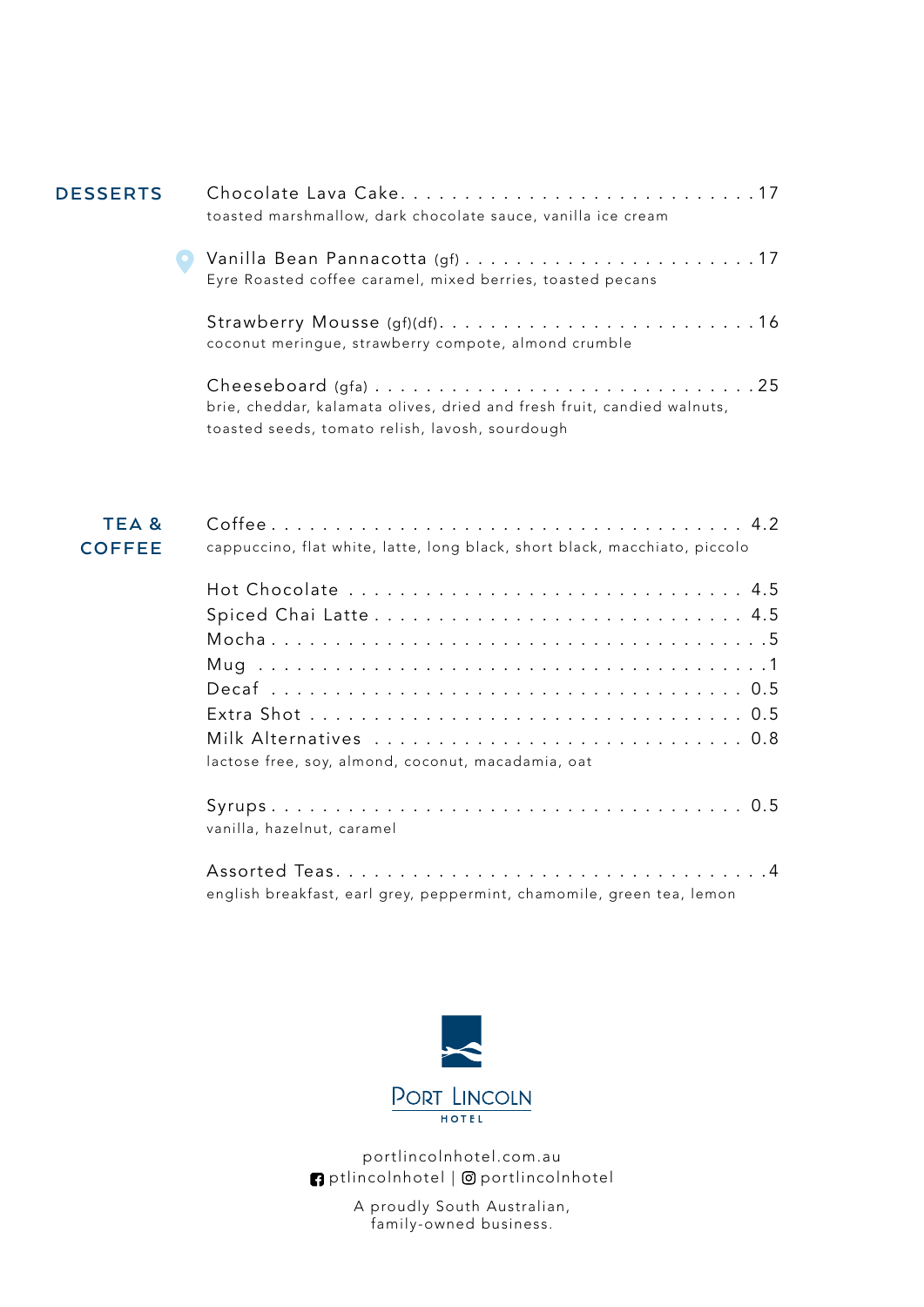## DESSERTS

**Chocolate Lava Cake** . . . . . . . . . . . . . . . . . . . . . . . . . . . 17
toasted marshmallow, dark chocolate sauce, vanilla ice cream

**Vanilla Bean Pannacotta** (gf) . . . . . . . . . . . . . . . . . . . . . . . 17
Eyre Roasted coffee caramel, mixed berries, toasted pecans

**Strawberry Mousse** (gf)(df) . . . . . . . . . . . . . . . . . . . . . . . . 16
coconut meringue, strawberry compote, almond crumble

**Cheeseboard** (gfa) . . . . . . . . . . . . . . . . . . . . . . . . . . . . . 25
brie, cheddar, kalamata olives, dried and fresh fruit, candied walnuts, toasted seeds, tomato relish, lavosh, sourdough

## TEA & COFFEE

**Coffee** . . . . . . . . . . . . . . . . . . . . . . . . . . . . . . . . . . . 4.2
cappuccino, flat white, latte, long black, short black, macchiato, piccolo

**Hot Chocolate** . . . . . . . . . . . . . . . . . . . . . . . . . . . . . . 4.5
**Spiced Chai Latte** . . . . . . . . . . . . . . . . . . . . . . . . . . . 4.5
**Mocha** . . . . . . . . . . . . . . . . . . . . . . . . . . . . . . . . . . . 5
**Mug** . . . . . . . . . . . . . . . . . . . . . . . . . . . . . . . . . . . . 1
**Decaf** . . . . . . . . . . . . . . . . . . . . . . . . . . . . . . . . . . 0.5
**Extra Shot** . . . . . . . . . . . . . . . . . . . . . . . . . . . . . . . 0.5
**Milk Alternatives** . . . . . . . . . . . . . . . . . . . . . . . . . . . 0.8
lactose free, soy, almond, coconut, macadamia, oat

**Syrups** . . . . . . . . . . . . . . . . . . . . . . . . . . . . . . . . . 0.5
vanilla, hazelnut, caramel

**Assorted Teas** . . . . . . . . . . . . . . . . . . . . . . . . . . . . . . 4
english breakfast, earl grey, peppermint, chamomile, green tea, lemon

PORT LINCOLN HOTEL

portlincolnhotel.com.au
ptlincolnhotel | portlincolnhotel

A proudly South Australian, family-owned business.